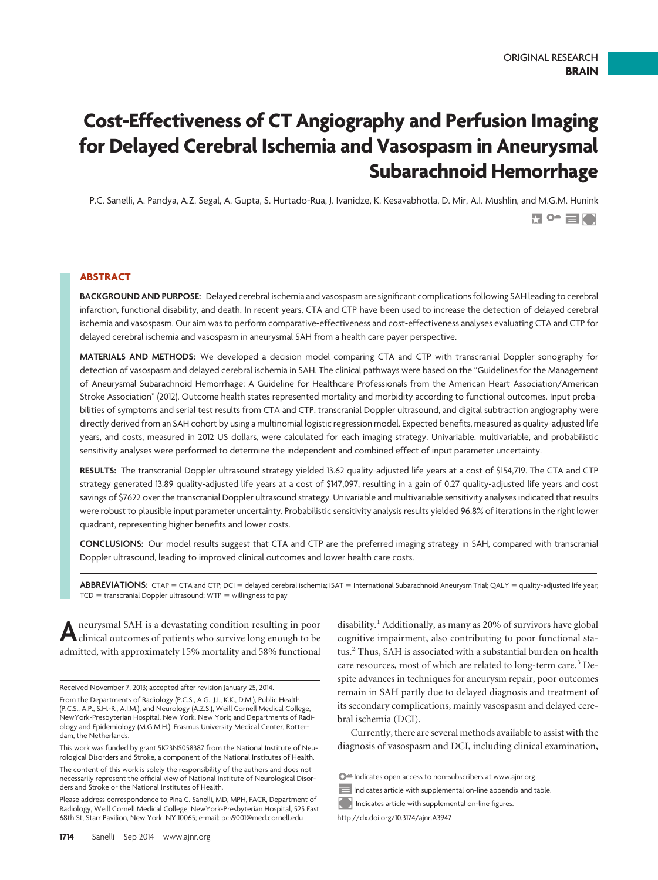ORIGINAL RESEARCH
**BRAIN**

# Cost-Effectiveness of CT Angiography and Perfusion Imaging for Delayed Cerebral Ischemia and Vasospasm in Aneurysmal Subarachnoid Hemorrhage

P.C. Sanelli, A. Pandya, A.Z. Segal, A. Gupta, S. Hurtado-Rua, J. Ivanidze, K. Kesavabhotla, D. Mir, A.I. Mushlin, and M.G.M. Hunink

## ABSTRACT

**BACKGROUND AND PURPOSE:** Delayed cerebral ischemia and vasospasm are significant complications following SAH leading to cerebral infarction, functional disability, and death. In recent years, CTA and CTP have been used to increase the detection of delayed cerebral ischemia and vasospasm. Our aim was to perform comparative-effectiveness and cost-effectiveness analyses evaluating CTA and CTP for delayed cerebral ischemia and vasospasm in aneurysmal SAH from a health care payer perspective.

**MATERIALS AND METHODS:** We developed a decision model comparing CTA and CTP with transcranial Doppler sonography for detection of vasospasm and delayed cerebral ischemia in SAH. The clinical pathways were based on the "Guidelines for the Management of Aneurysmal Subarachnoid Hemorrhage: A Guideline for Healthcare Professionals from the American Heart Association/American Stroke Association" (2012). Outcome health states represented mortality and morbidity according to functional outcomes. Input probabilities of symptoms and serial test results from CTA and CTP, transcranial Doppler ultrasound, and digital subtraction angiography were directly derived from an SAH cohort by using a multinomial logistic regression model. Expected benefits, measured as quality-adjusted life years, and costs, measured in 2012 US dollars, were calculated for each imaging strategy. Univariable, multivariable, and probabilistic sensitivity analyses were performed to determine the independent and combined effect of input parameter uncertainty.

**RESULTS:** The transcranial Doppler ultrasound strategy yielded 13.62 quality-adjusted life years at a cost of $154,719. The CTA and CTP strategy generated 13.89 quality-adjusted life years at a cost of $147,097, resulting in a gain of 0.27 quality-adjusted life years and cost savings of $7622 over the transcranial Doppler ultrasound strategy. Univariable and multivariable sensitivity analyses indicated that results were robust to plausible input parameter uncertainty. Probabilistic sensitivity analysis results yielded 96.8% of iterations in the right lower quadrant, representing higher benefits and lower costs.

**CONCLUSIONS:** Our model results suggest that CTA and CTP are the preferred imaging strategy in SAH, compared with transcranial Doppler ultrasound, leading to improved clinical outcomes and lower health care costs.

**ABBREVIATIONS:** CTAP = CTA and CTP; DCI = delayed cerebral ischemia; ISAT = International Subarachnoid Aneurysm Trial; QALY = quality-adjusted life year; TCD = transcranial Doppler ultrasound; WTP = willingness to pay

Aneurysmal SAH is a devastating condition resulting in poor clinical outcomes of patients who survive long enough to be admitted, with approximately 15% mortality and 58% functional disability.[1] Additionally, as many as 20% of survivors have global cognitive impairment, also contributing to poor functional status.[2] Thus, SAH is associated with a substantial burden on health care resources, most of which are related to long-term care.[3] Despite advances in techniques for aneurysm repair, poor outcomes remain in SAH partly due to delayed diagnosis and treatment of its secondary complications, mainly vasospasm and delayed cerebral ischemia (DCI).

Currently, there are several methods available to assist with the diagnosis of vasospasm and DCI, including clinical examination,

Received November 7, 2013; accepted after revision January 25, 2014.

From the Departments of Radiology (P.C.S., A.G., J.I., K.K., D.M.), Public Health (P.C.S., A.P., S.H.-R., A.I.M.), and Neurology (A.Z.S.), Weill Cornell Medical College, NewYork-Presbyterian Hospital, New York, New York; and Departments of Radiology and Epidemiology (M.G.M.H.), Erasmus University Medical Center, Rotterdam, the Netherlands.

This work was funded by grant 5K23NS058387 from the National Institute of Neurological Disorders and Stroke, a component of the National Institutes of Health.

The content of this work is solely the responsibility of the authors and does not necessarily represent the official view of National Institute of Neurological Disorders and Stroke or the National Institutes of Health.

Please address correspondence to Pina C. Sanelli, MD, MPH, FACR, Department of Radiology, Weill Cornell Medical College, NewYork-Presbyterian Hospital, 525 East 68th St, Starr Pavilion, New York, NY 10065; e-mail: pcs9001@med.cornell.edu

Indicates open access to non-subscribers at www.ajnr.org

Indicates article with supplemental on-line appendix and table.

Indicates article with supplemental on-line figures.

http://dx.doi.org/10.3174/ajnr.A3947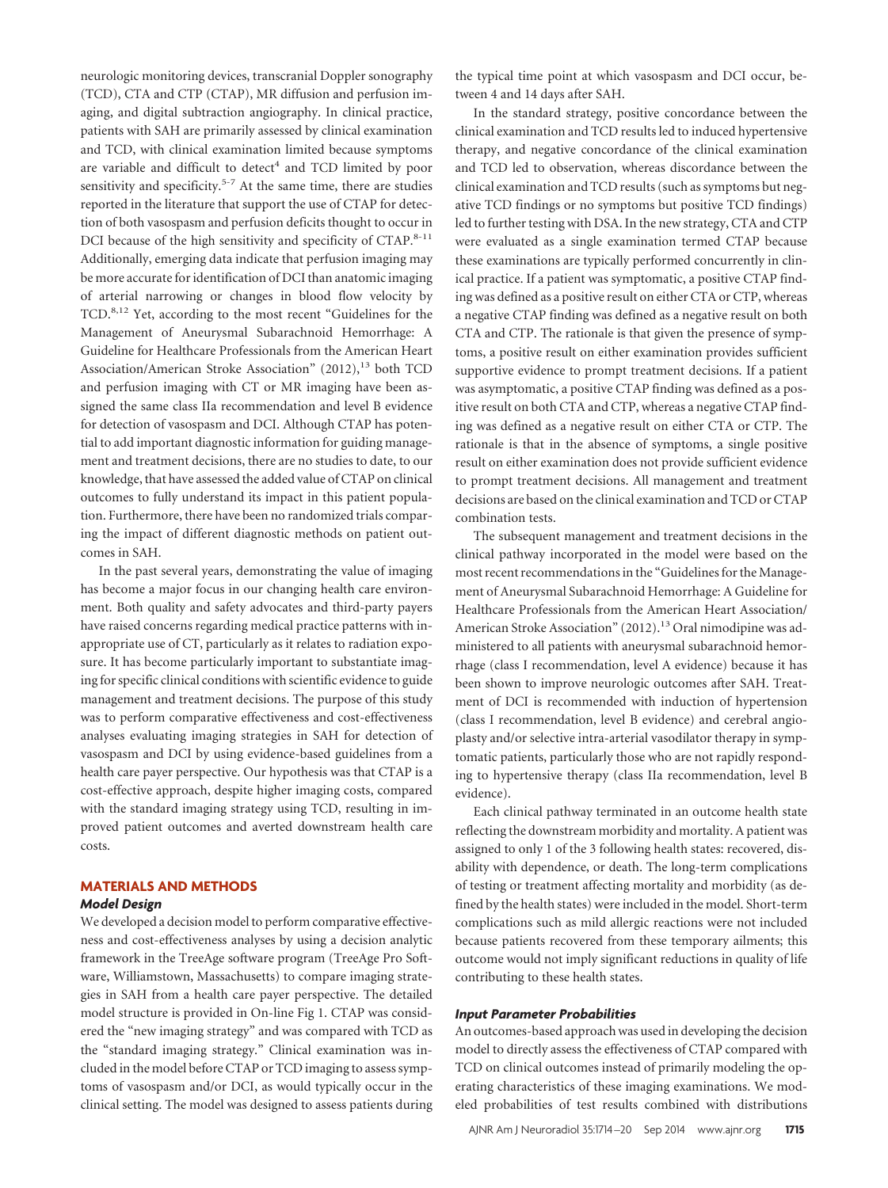neurologic monitoring devices, transcranial Doppler sonography (TCD), CTA and CTP (CTAP), MR diffusion and perfusion imaging, and digital subtraction angiography. In clinical practice, patients with SAH are primarily assessed by clinical examination and TCD, with clinical examination limited because symptoms are variable and difficult to detect[4] and TCD limited by poor sensitivity and specificity.[5-7] At the same time, there are studies reported in the literature that support the use of CTAP for detection of both vasospasm and perfusion deficits thought to occur in DCI because of the high sensitivity and specificity of CTAP.[8-11] Additionally, emerging data indicate that perfusion imaging may be more accurate for identification of DCI than anatomic imaging of arterial narrowing or changes in blood flow velocity by TCD.[8,12] Yet, according to the most recent "Guidelines for the Management of Aneurysmal Subarachnoid Hemorrhage: A Guideline for Healthcare Professionals from the American Heart Association/American Stroke Association" (2012),[13] both TCD and perfusion imaging with CT or MR imaging have been assigned the same class IIa recommendation and level B evidence for detection of vasospasm and DCI. Although CTAP has potential to add important diagnostic information for guiding management and treatment decisions, there are no studies to date, to our knowledge, that have assessed the added value of CTAP on clinical outcomes to fully understand its impact in this patient population. Furthermore, there have been no randomized trials comparing the impact of different diagnostic methods on patient outcomes in SAH.

In the past several years, demonstrating the value of imaging has become a major focus in our changing health care environment. Both quality and safety advocates and third-party payers have raised concerns regarding medical practice patterns with inappropriate use of CT, particularly as it relates to radiation exposure. It has become particularly important to substantiate imaging for specific clinical conditions with scientific evidence to guide management and treatment decisions. The purpose of this study was to perform comparative effectiveness and cost-effectiveness analyses evaluating imaging strategies in SAH for detection of vasospasm and DCI by using evidence-based guidelines from a health care payer perspective. Our hypothesis was that CTAP is a cost-effective approach, despite higher imaging costs, compared with the standard imaging strategy using TCD, resulting in improved patient outcomes and averted downstream health care costs.

## MATERIALS AND METHODS

### *Model Design*

We developed a decision model to perform comparative effectiveness and cost-effectiveness analyses by using a decision analytic framework in the TreeAge software program (TreeAge Pro Software, Williamstown, Massachusetts) to compare imaging strategies in SAH from a health care payer perspective. The detailed model structure is provided in On-line Fig 1. CTAP was considered the "new imaging strategy" and was compared with TCD as the "standard imaging strategy." Clinical examination was included in the model before CTAP or TCD imaging to assess symptoms of vasospasm and/or DCI, as would typically occur in the clinical setting. The model was designed to assess patients during the typical time point at which vasospasm and DCI occur, between 4 and 14 days after SAH.

In the standard strategy, positive concordance between the clinical examination and TCD results led to induced hypertensive therapy, and negative concordance of the clinical examination and TCD led to observation, whereas discordance between the clinical examination and TCD results (such as symptoms but negative TCD findings or no symptoms but positive TCD findings) led to further testing with DSA. In the new strategy, CTA and CTP were evaluated as a single examination termed CTAP because these examinations are typically performed concurrently in clinical practice. If a patient was symptomatic, a positive CTAP finding was defined as a positive result on either CTA or CTP, whereas a negative CTAP finding was defined as a negative result on both CTA and CTP. The rationale is that given the presence of symptoms, a positive result on either examination provides sufficient supportive evidence to prompt treatment decisions. If a patient was asymptomatic, a positive CTAP finding was defined as a positive result on both CTA and CTP, whereas a negative CTAP finding was defined as a negative result on either CTA or CTP. The rationale is that in the absence of symptoms, a single positive result on either examination does not provide sufficient evidence to prompt treatment decisions. All management and treatment decisions are based on the clinical examination and TCD or CTAP combination tests.

The subsequent management and treatment decisions in the clinical pathway incorporated in the model were based on the most recent recommendations in the "Guidelines for the Management of Aneurysmal Subarachnoid Hemorrhage: A Guideline for Healthcare Professionals from the American Heart Association/American Stroke Association" (2012).[13] Oral nimodipine was administered to all patients with aneurysmal subarachnoid hemorrhage (class I recommendation, level A evidence) because it has been shown to improve neurologic outcomes after SAH. Treatment of DCI is recommended with induction of hypertension (class I recommendation, level B evidence) and cerebral angioplasty and/or selective intra-arterial vasodilator therapy in symptomatic patients, particularly those who are not rapidly responding to hypertensive therapy (class IIa recommendation, level B evidence).

Each clinical pathway terminated in an outcome health state reflecting the downstream morbidity and mortality. A patient was assigned to only 1 of the 3 following health states: recovered, disability with dependence, or death. The long-term complications of testing or treatment affecting mortality and morbidity (as defined by the health states) were included in the model. Short-term complications such as mild allergic reactions were not included because patients recovered from these temporary ailments; this outcome would not imply significant reductions in quality of life contributing to these health states.

### *Input Parameter Probabilities*

An outcomes-based approach was used in developing the decision model to directly assess the effectiveness of CTAP compared with TCD on clinical outcomes instead of primarily modeling the operating characteristics of these imaging examinations. We modeled probabilities of test results combined with distributions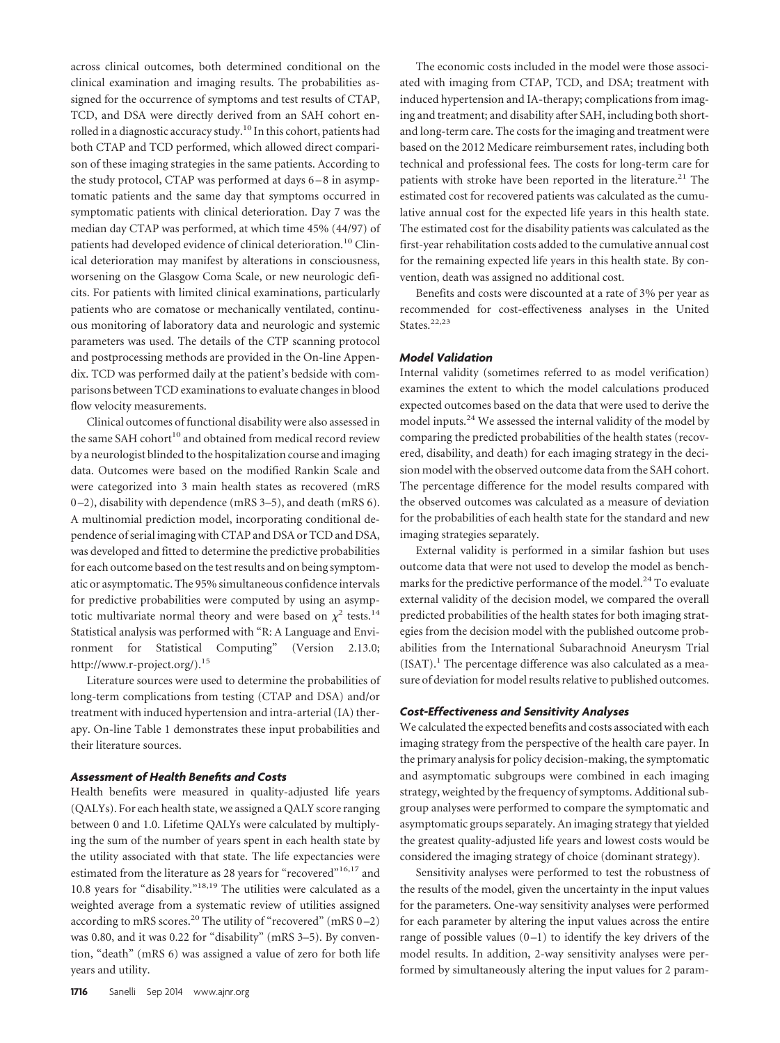across clinical outcomes, both determined conditional on the clinical examination and imaging results. The probabilities assigned for the occurrence of symptoms and test results of CTAP, TCD, and DSA were directly derived from an SAH cohort enrolled in a diagnostic accuracy study.[10] In this cohort, patients had both CTAP and TCD performed, which allowed direct comparison of these imaging strategies in the same patients. According to the study protocol, CTAP was performed at days 6–8 in asymptomatic patients and the same day that symptoms occurred in symptomatic patients with clinical deterioration. Day 7 was the median day CTAP was performed, at which time 45% (44/97) of patients had developed evidence of clinical deterioration.[10] Clinical deterioration may manifest by alterations in consciousness, worsening on the Glasgow Coma Scale, or new neurologic deficits. For patients with limited clinical examinations, particularly patients who are comatose or mechanically ventilated, continuous monitoring of laboratory data and neurologic and systemic parameters was used. The details of the CTP scanning protocol and postprocessing methods are provided in the On-line Appendix. TCD was performed daily at the patient's bedside with comparisons between TCD examinations to evaluate changes in blood flow velocity measurements.

Clinical outcomes of functional disability were also assessed in the same SAH cohort[10] and obtained from medical record review by a neurologist blinded to the hospitalization course and imaging data. Outcomes were based on the modified Rankin Scale and were categorized into 3 main health states as recovered (mRS 0–2), disability with dependence (mRS 3–5), and death (mRS 6). A multinomial prediction model, incorporating conditional dependence of serial imaging with CTAP and DSA or TCD and DSA, was developed and fitted to determine the predictive probabilities for each outcome based on the test results and on being symptomatic or asymptomatic. The 95% simultaneous confidence intervals for predictive probabilities were computed by using an asymptotic multivariate normal theory and were based on $\chi^2$ tests.[14] Statistical analysis was performed with "R: A Language and Environment for Statistical Computing" (Version 2.13.0; http://www.r-project.org/).[15]

Literature sources were used to determine the probabilities of long-term complications from testing (CTAP and DSA) and/or treatment with induced hypertension and intra-arterial (IA) therapy. On-line Table 1 demonstrates these input probabilities and their literature sources.

### Assessment of Health Benefits and Costs

Health benefits were measured in quality-adjusted life years (QALYs). For each health state, we assigned a QALY score ranging between 0 and 1.0. Lifetime QALYs were calculated by multiplying the sum of the number of years spent in each health state by the utility associated with that state. The life expectancies were estimated from the literature as 28 years for "recovered"[16,17] and 10.8 years for "disability."[18,19] The utilities were calculated as a weighted average from a systematic review of utilities assigned according to mRS scores.[20] The utility of "recovered" (mRS 0–2) was 0.80, and it was 0.22 for "disability" (mRS 3–5). By convention, "death" (mRS 6) was assigned a value of zero for both life years and utility.

The economic costs included in the model were those associated with imaging from CTAP, TCD, and DSA; treatment with induced hypertension and IA-therapy; complications from imaging and treatment; and disability after SAH, including both short- and long-term care. The costs for the imaging and treatment were based on the 2012 Medicare reimbursement rates, including both technical and professional fees. The costs for long-term care for patients with stroke have been reported in the literature.[21] The estimated cost for recovered patients was calculated as the cumulative annual cost for the expected life years in this health state. The estimated cost for the disability patients was calculated as the first-year rehabilitation costs added to the cumulative annual cost for the remaining expected life years in this health state. By convention, death was assigned no additional cost.

Benefits and costs were discounted at a rate of 3% per year as recommended for cost-effectiveness analyses in the United States.[22,23]

### Model Validation

Internal validity (sometimes referred to as model verification) examines the extent to which the model calculations produced expected outcomes based on the data that were used to derive the model inputs.[24] We assessed the internal validity of the model by comparing the predicted probabilities of the health states (recovered, disability, and death) for each imaging strategy in the decision model with the observed outcome data from the SAH cohort. The percentage difference for the model results compared with the observed outcomes was calculated as a measure of deviation for the probabilities of each health state for the standard and new imaging strategies separately.

External validity is performed in a similar fashion but uses outcome data that were not used to develop the model as benchmarks for the predictive performance of the model.[24] To evaluate external validity of the decision model, we compared the overall predicted probabilities of the health states for both imaging strategies from the decision model with the published outcome probabilities from the International Subarachnoid Aneurysm Trial (ISAT).[1] The percentage difference was also calculated as a measure of deviation for model results relative to published outcomes.

### Cost-Effectiveness and Sensitivity Analyses

We calculated the expected benefits and costs associated with each imaging strategy from the perspective of the health care payer. In the primary analysis for policy decision-making, the symptomatic and asymptomatic subgroups were combined in each imaging strategy, weighted by the frequency of symptoms. Additional subgroup analyses were performed to compare the symptomatic and asymptomatic groups separately. An imaging strategy that yielded the greatest quality-adjusted life years and lowest costs would be considered the imaging strategy of choice (dominant strategy).

Sensitivity analyses were performed to test the robustness of the results of the model, given the uncertainty in the input values for the parameters. One-way sensitivity analyses were performed for each parameter by altering the input values across the entire range of possible values (0–1) to identify the key drivers of the model results. In addition, 2-way sensitivity analyses were performed by simultaneously altering the input values for 2 param-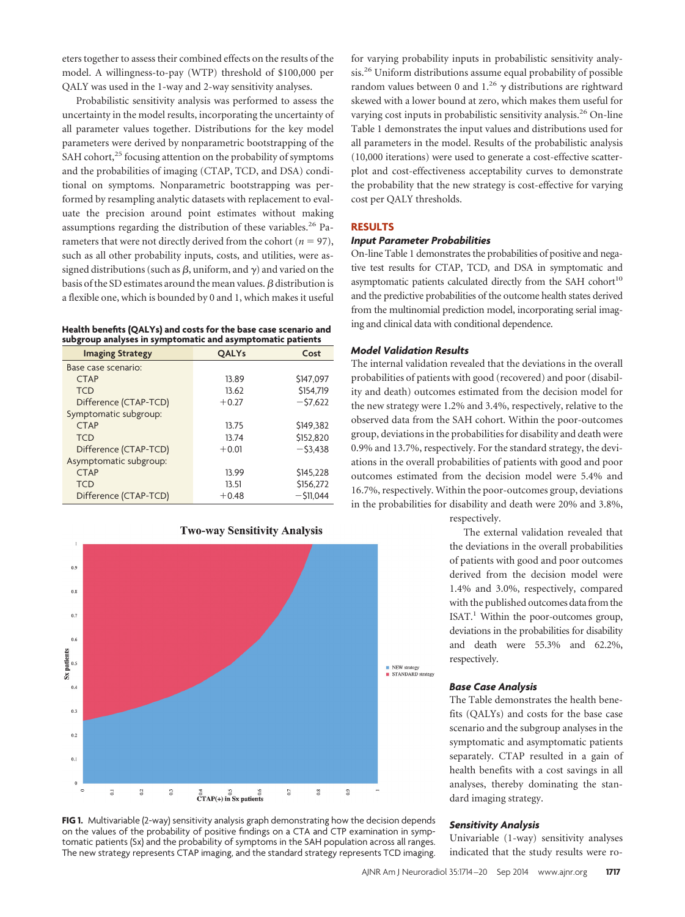eters together to assess their combined effects on the results of the model. A willingness-to-pay (WTP) threshold of \$100,000 per QALY was used in the 1-way and 2-way sensitivity analyses.

Probabilistic sensitivity analysis was performed to assess the uncertainty in the model results, incorporating the uncertainty of all parameter values together. Distributions for the key model parameters were derived by nonparametric bootstrapping of the SAH cohort,[25] focusing attention on the probability of symptoms and the probabilities of imaging (CTAP, TCD, and DSA) conditional on symptoms. Nonparametric bootstrapping was performed by resampling analytic datasets with replacement to evaluate the precision around point estimates without making assumptions regarding the distribution of these variables.[26] Parameters that were not directly derived from the cohort ($n = 97$), such as all other probability inputs, costs, and utilities, were assigned distributions (such as $\beta$, uniform, and $\gamma$) and varied on the basis of the SD estimates around the mean values. $\beta$ distribution is a flexible one, which is bounded by 0 and 1, which makes it useful for varying probability inputs in probabilistic sensitivity analysis.[26] Uniform distributions assume equal probability of possible random values between 0 and 1.[26] $\gamma$ distributions are rightward skewed with a lower bound at zero, which makes them useful for varying cost inputs in probabilistic sensitivity analysis.[26] On-line Table 1 demonstrates the input values and distributions used for all parameters in the model. Results of the probabilistic analysis (10,000 iterations) were used to generate a cost-effective scatterplot and cost-effectiveness acceptability curves to demonstrate the probability that the new strategy is cost-effective for varying cost per QALY thresholds.

**Health benefits (QALYs) and costs for the base case scenario and subgroup analyses in symptomatic and asymptomatic patients**

| Imaging Strategy | QALYs | Cost |
|---|---|---|
| Base case scenario: | | |
| CTAP | 13.89 | \$147,097 |
| TCD | 13.62 | \$154,719 |
| Difference (CTAP-TCD) | +0.27 | −\$7,622 |
| Symptomatic subgroup: | | |
| CTAP | 13.75 | \$149,382 |
| TCD | 13.74 | \$152,820 |
| Difference (CTAP-TCD) | +0.01 | −\$3,438 |
| Asymptomatic subgroup: | | |
| CTAP | 13.99 | \$145,228 |
| TCD | 13.51 | \$156,272 |
| Difference (CTAP-TCD) | +0.48 | −\$11,044 |

**FIG 1.** Multivariable (2-way) sensitivity analysis graph demonstrating how the decision depends on the values of the probability of positive findings on a CTA and CTP examination in symptomatic patients (Sx) and the probability of symptoms in the SAH population across all ranges. The new strategy represents CTAP imaging, and the standard strategy represents TCD imaging.

## RESULTS

### Input Parameter Probabilities

On-line Table 1 demonstrates the probabilities of positive and negative test results for CTAP, TCD, and DSA in symptomatic and asymptomatic patients calculated directly from the SAH cohort[10] and the predictive probabilities of the outcome health states derived from the multinomial prediction model, incorporating serial imaging and clinical data with conditional dependence.

### Model Validation Results

The internal validation revealed that the deviations in the overall probabilities of patients with good (recovered) and poor (disability and death) outcomes estimated from the decision model for the new strategy were 1.2% and 3.4%, respectively, relative to the observed data from the SAH cohort. Within the poor-outcomes group, deviations in the probabilities for disability and death were 0.9% and 13.7%, respectively. For the standard strategy, the deviations in the overall probabilities of patients with good and poor outcomes estimated from the decision model were 5.4% and 16.7%, respectively. Within the poor-outcomes group, deviations in the probabilities for disability and death were 20% and 3.8%, respectively.

The external validation revealed that the deviations in the overall probabilities of patients with good and poor outcomes derived from the decision model were 1.4% and 3.0%, respectively, compared with the published outcomes data from the ISAT.[1] Within the poor-outcomes group, deviations in the probabilities for disability and death were 55.3% and 62.2%, respectively.

### Base Case Analysis

The Table demonstrates the health benefits (QALYs) and costs for the base case scenario and the subgroup analyses in the symptomatic and asymptomatic patients separately. CTAP resulted in a gain of health benefits with a cost savings in all analyses, thereby dominating the standard imaging strategy.

### Sensitivity Analysis

Univariable (1-way) sensitivity analyses indicated that the study results were ro-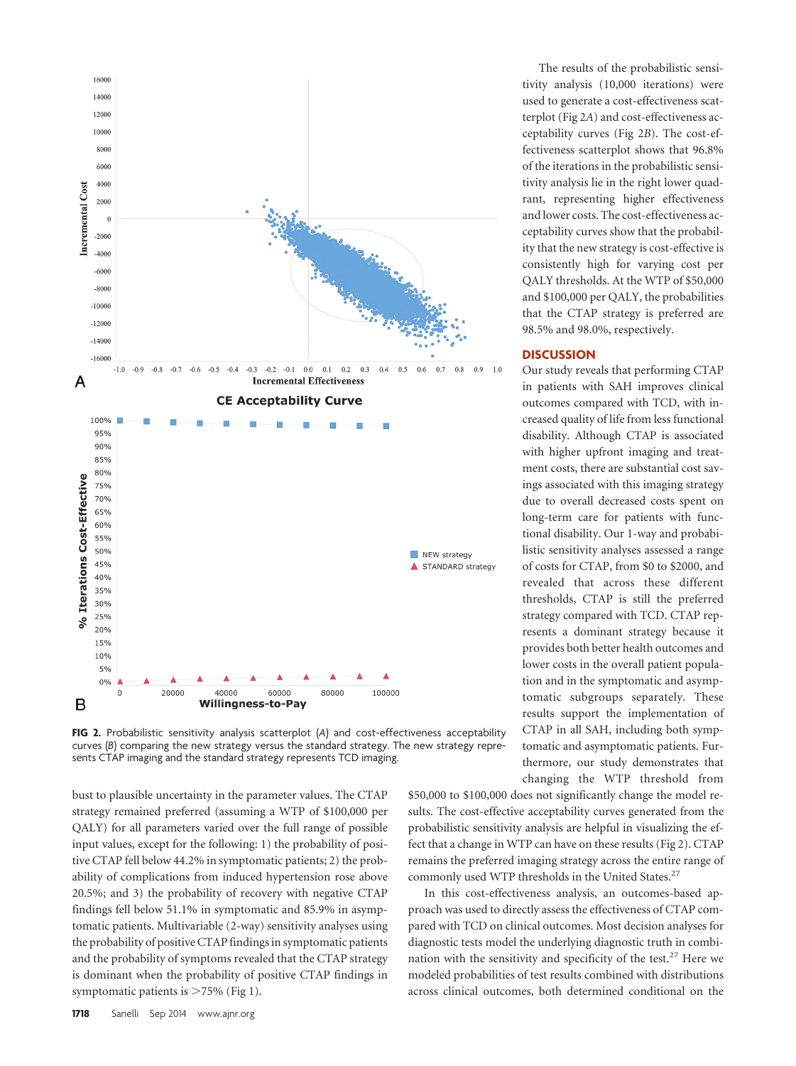FIG 2. Probabilistic sensitivity analysis scatterplot (*A*) and cost-effectiveness acceptability curves (*B*) comparing the new strategy versus the standard strategy. The new strategy represents CTAP imaging and the standard strategy represents TCD imaging.

bust to plausible uncertainty in the parameter values. The CTAP strategy remained preferred (assuming a WTP of $100,000 per QALY) for all parameters varied over the full range of possible input values, except for the following: 1) the probability of positive CTAP fell below 44.2% in symptomatic patients; 2) the probability of complications from induced hypertension rose above 20.5%; and 3) the probability of recovery with negative CTAP findings fell below 51.1% in symptomatic and 85.9% in asymptomatic patients. Multivariable (2-way) sensitivity analyses using the probability of positive CTAP findings in symptomatic patients and the probability of symptoms revealed that the CTAP strategy is dominant when the probability of positive CTAP findings in symptomatic patients is >75% (Fig 1).

The results of the probabilistic sensitivity analysis (10,000 iterations) were used to generate a cost-effectiveness scatterplot (Fig 2*A*) and cost-effectiveness acceptability curves (Fig 2*B*). The cost-effectiveness scatterplot shows that 96.8% of the iterations in the probabilistic sensitivity analysis lie in the right lower quadrant, representing higher effectiveness and lower costs. The cost-effectiveness acceptability curves show that the probability that the new strategy is cost-effective is consistently high for varying cost per QALY thresholds. At the WTP of $50,000 and $100,000 per QALY, the probabilities that the CTAP strategy is preferred are 98.5% and 98.0%, respectively.

## DISCUSSION

Our study reveals that performing CTAP in patients with SAH improves clinical outcomes compared with TCD, with increased quality of life from less functional disability. Although CTAP is associated with higher upfront imaging and treatment costs, there are substantial cost savings associated with this imaging strategy due to overall decreased costs spent on long-term care for patients with functional disability. Our 1-way and probabilistic sensitivity analyses assessed a range of costs for CTAP, from $0 to $2000, and revealed that across these different thresholds, CTAP is still the preferred strategy compared with TCD. CTAP represents a dominant strategy because it provides both better health outcomes and lower costs in the overall patient population and in the symptomatic and asymptomatic subgroups separately. These results support the implementation of CTAP in all SAH, including both symptomatic and asymptomatic patients. Furthermore, our study demonstrates that changing the WTP threshold from $50,000 to $100,000 does not significantly change the model results. The cost-effective acceptability curves generated from the probabilistic sensitivity analysis are helpful in visualizing the effect that a change in WTP can have on these results (Fig 2). CTAP remains the preferred imaging strategy across the entire range of commonly used WTP thresholds in the United States.[27]

In this cost-effectiveness analysis, an outcomes-based approach was used to directly assess the effectiveness of CTAP compared with TCD on clinical outcomes. Most decision analyses for diagnostic tests model the underlying diagnostic truth in combination with the sensitivity and specificity of the test.[27] Here we modeled probabilities of test results combined with distributions across clinical outcomes, both determined conditional on the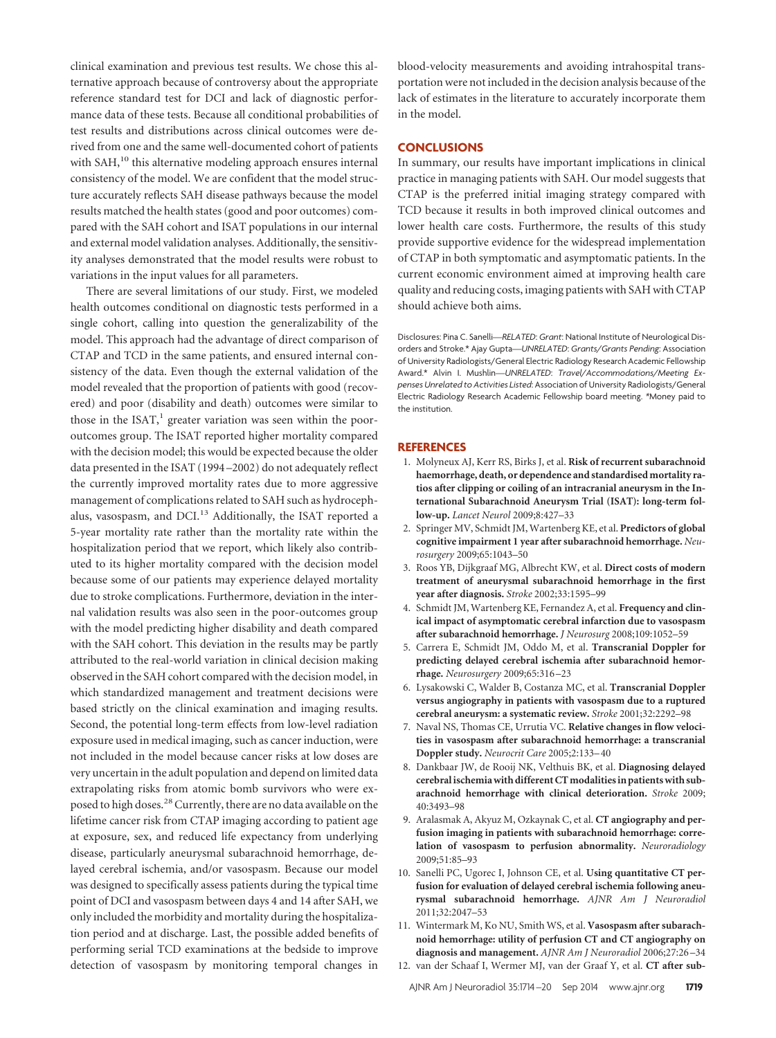clinical examination and previous test results. We chose this alternative approach because of controversy about the appropriate reference standard test for DCI and lack of diagnostic performance data of these tests. Because all conditional probabilities of test results and distributions across clinical outcomes were derived from one and the same well-documented cohort of patients with SAH,[10] this alternative modeling approach ensures internal consistency of the model. We are confident that the model structure accurately reflects SAH disease pathways because the model results matched the health states (good and poor outcomes) compared with the SAH cohort and ISAT populations in our internal and external model validation analyses. Additionally, the sensitivity analyses demonstrated that the model results were robust to variations in the input values for all parameters.

There are several limitations of our study. First, we modeled health outcomes conditional on diagnostic tests performed in a single cohort, calling into question the generalizability of the model. This approach had the advantage of direct comparison of CTAP and TCD in the same patients, and ensured internal consistency of the data. Even though the external validation of the model revealed that the proportion of patients with good (recovered) and poor (disability and death) outcomes were similar to those in the ISAT,[1] greater variation was seen within the poor-outcomes group. The ISAT reported higher mortality compared with the decision model; this would be expected because the older data presented in the ISAT (1994–2002) do not adequately reflect the currently improved mortality rates due to more aggressive management of complications related to SAH such as hydrocephalus, vasospasm, and DCI.[13] Additionally, the ISAT reported a 5-year mortality rate rather than the mortality rate within the hospitalization period that we report, which likely also contributed to its higher mortality compared with the decision model because some of our patients may experience delayed mortality due to stroke complications. Furthermore, deviation in the internal validation results was also seen in the poor-outcomes group with the model predicting higher disability and death compared with the SAH cohort. This deviation in the results may be partly attributed to the real-world variation in clinical decision making observed in the SAH cohort compared with the decision model, in which standardized management and treatment decisions were based strictly on the clinical examination and imaging results. Second, the potential long-term effects from low-level radiation exposure used in medical imaging, such as cancer induction, were not included in the model because cancer risks at low doses are very uncertain in the adult population and depend on limited data extrapolating risks from atomic bomb survivors who were exposed to high doses.[28] Currently, there are no data available on the lifetime cancer risk from CTAP imaging according to patient age at exposure, sex, and reduced life expectancy from underlying disease, particularly aneurysmal subarachnoid hemorrhage, delayed cerebral ischemia, and/or vasospasm. Because our model was designed to specifically assess patients during the typical time point of DCI and vasospasm between days 4 and 14 after SAH, we only included the morbidity and mortality during the hospitalization period and at discharge. Last, the possible added benefits of performing serial TCD examinations at the bedside to improve detection of vasospasm by monitoring temporal changes in blood-velocity measurements and avoiding intrahospital transportation were not included in the decision analysis because of the lack of estimates in the literature to accurately incorporate them in the model.

## CONCLUSIONS

In summary, our results have important implications in clinical practice in managing patients with SAH. Our model suggests that CTAP is the preferred initial imaging strategy compared with TCD because it results in both improved clinical outcomes and lower health care costs. Furthermore, the results of this study provide supportive evidence for the widespread implementation of CTAP in both symptomatic and asymptomatic patients. In the current economic environment aimed at improving health care quality and reducing costs, imaging patients with SAH with CTAP should achieve both aims.

Disclosures: Pina C. Sanelli—*RELATED*: *Grant*: National Institute of Neurological Disorders and Stroke.* Ajay Gupta—*UNRELATED*: *Grants/Grants Pending*: Association of University Radiologists/General Electric Radiology Research Academic Fellowship Award.* Alvin I. Mushlin—*UNRELATED*: *Travel/Accommodations/Meeting Expenses Unrelated to Activities Listed*: Association of University Radiologists/General Electric Radiology Research Academic Fellowship board meeting. *Money paid to the institution.

## REFERENCES

1. Molyneux AJ, Kerr RS, Birks J, et al. **Risk of recurrent subarachnoid haemorrhage, death, or dependence and standardised mortality ratios after clipping or coiling of an intracranial aneurysm in the International Subarachnoid Aneurysm Trial (ISAT): long-term follow-up.** *Lancet Neurol* 2009;8:427–33
2. Springer MV, Schmidt JM, Wartenberg KE, et al. **Predictors of global cognitive impairment 1 year after subarachnoid hemorrhage.** *Neurosurgery* 2009;65:1043–50
3. Roos YB, Dijkgraaf MG, Albrecht KW, et al. **Direct costs of modern treatment of aneurysmal subarachnoid hemorrhage in the first year after diagnosis.** *Stroke* 2002;33:1595–99
4. Schmidt JM, Wartenberg KE, Fernandez A, et al. **Frequency and clinical impact of asymptomatic cerebral infarction due to vasospasm after subarachnoid hemorrhage.** *J Neurosurg* 2008;109:1052–59
5. Carrera E, Schmidt JM, Oddo M, et al. **Transcranial Doppler for predicting delayed cerebral ischemia after subarachnoid hemorrhage.** *Neurosurgery* 2009;65:316–23
6. Lysakowski C, Walder B, Costanza MC, et al. **Transcranial Doppler versus angiography in patients with vasospasm due to a ruptured cerebral aneurysm: a systematic review.** *Stroke* 2001;32:2292–98
7. Naval NS, Thomas CE, Urrutia VC. **Relative changes in flow velocities in vasospasm after subarachnoid hemorrhage: a transcranial Doppler study.** *Neurocrit Care* 2005;2:133–40
8. Dankbaar JW, de Rooij NK, Velthuis BK, et al. **Diagnosing delayed cerebral ischemia with different CT modalities in patients with subarachnoid hemorrhage with clinical deterioration.** *Stroke* 2009;40:3493–98
9. Aralasmak A, Akyuz M, Ozkaynak C, et al. **CT angiography and perfusion imaging in patients with subarachnoid hemorrhage: correlation of vasospasm to perfusion abnormality.** *Neuroradiology* 2009;51:85–93
10. Sanelli PC, Ugorec I, Johnson CE, et al. **Using quantitative CT perfusion for evaluation of delayed cerebral ischemia following aneurysmal subarachnoid hemorrhage.** *AJNR Am J Neuroradiol* 2011;32:2047–53
11. Wintermark M, Ko NU, Smith WS, et al. **Vasospasm after subarachnoid hemorrhage: utility of perfusion CT and CT angiography on diagnosis and management.** *AJNR Am J Neuroradiol* 2006;27:26–34
12. van der Schaaf I, Wermer MJ, van der Graaf Y, et al. **CT after sub-**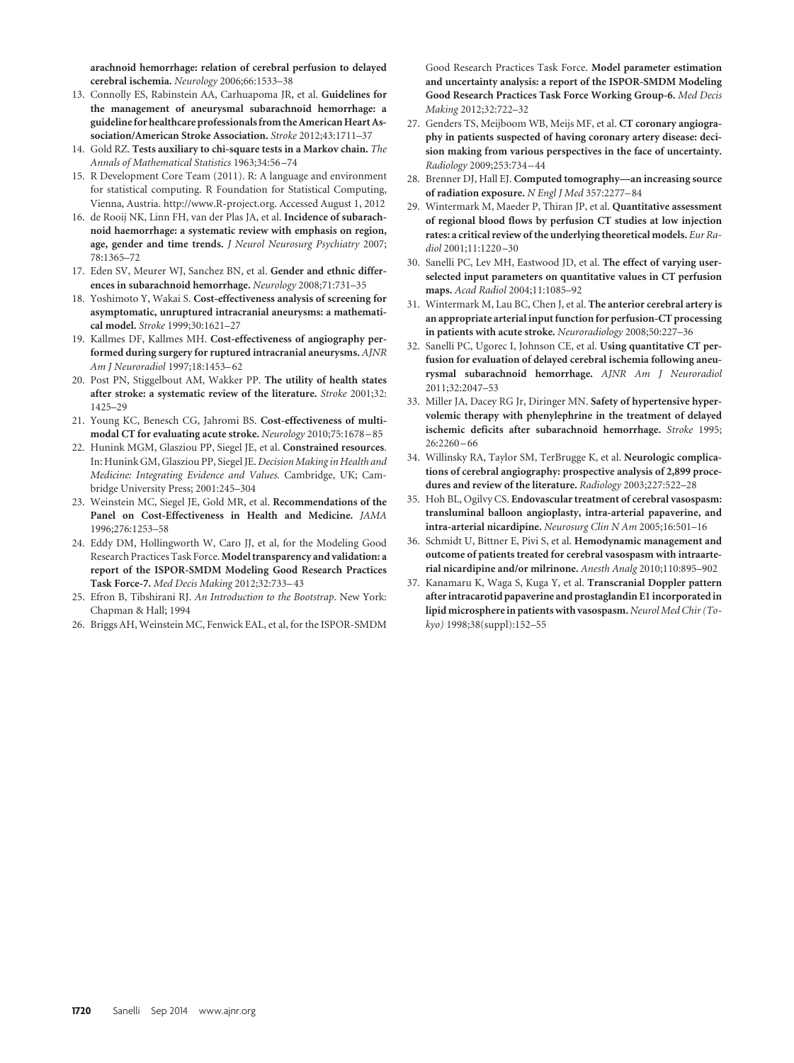**arachnoid hemorrhage: relation of cerebral perfusion to delayed cerebral ischemia.** *Neurology* 2006;66:1533–38

13. Connolly ES, Rabinstein AA, Carhuapoma JR, et al. **Guidelines for the management of aneurysmal subarachnoid hemorrhage: a guideline for healthcare professionals from the American Heart Association/American Stroke Association.** *Stroke* 2012;43:1711–37
14. Gold RZ. **Tests auxiliary to chi-square tests in a Markov chain.** *The Annals of Mathematical Statistics* 1963;34:56–74
15. R Development Core Team (2011). R: A language and environment for statistical computing. R Foundation for Statistical Computing, Vienna, Austria. http://www.R-project.org. Accessed August 1, 2012
16. de Rooij NK, Linn FH, van der Plas JA, et al. **Incidence of subarachnoid haemorrhage: a systematic review with emphasis on region, age, gender and time trends.** *J Neurol Neurosurg Psychiatry* 2007; 78:1365–72
17. Eden SV, Meurer WJ, Sanchez BN, et al. **Gender and ethnic differences in subarachnoid hemorrhage.** *Neurology* 2008;71:731–35
18. Yoshimoto Y, Wakai S. **Cost-effectiveness analysis of screening for asymptomatic, unruptured intracranial aneurysms: a mathematical model.** *Stroke* 1999;30:1621–27
19. Kallmes DF, Kallmes MH. **Cost-effectiveness of angiography performed during surgery for ruptured intracranial aneurysms.** *AJNR Am J Neuroradiol* 1997;18:1453–62
20. Post PN, Stiggelbout AM, Wakker PP. **The utility of health states after stroke: a systematic review of the literature.** *Stroke* 2001;32: 1425–29
21. Young KC, Benesch CG, Jahromi BS. **Cost-effectiveness of multimodal CT for evaluating acute stroke.** *Neurology* 2010;75:1678–85
22. Hunink MGM, Glasziou PP, Siegel JE, et al. **Constrained resources**. In: Hunink GM, Glasziou PP, Siegel JE. *Decision Making in Health and Medicine: Integrating Evidence and Values.* Cambridge, UK; Cambridge University Press; 2001:245–304
23. Weinstein MC, Siegel JE, Gold MR, et al. **Recommendations of the Panel on Cost-Effectiveness in Health and Medicine.** *JAMA* 1996;276:1253–58
24. Eddy DM, Hollingworth W, Caro JJ, et al, for the Modeling Good Research Practices Task Force. **Model transparency and validation: a report of the ISPOR-SMDM Modeling Good Research Practices Task Force-7.** *Med Decis Making* 2012;32:733–43
25. Efron B, Tibshirani RJ. *An Introduction to the Bootstrap*. New York: Chapman & Hall; 1994
26. Briggs AH, Weinstein MC, Fenwick EAL, et al, for the ISPOR-SMDM Good Research Practices Task Force. **Model parameter estimation and uncertainty analysis: a report of the ISPOR-SMDM Modeling Good Research Practices Task Force Working Group-6.** *Med Decis Making* 2012;32:722–32
27. Genders TS, Meijboom WB, Meijs MF, et al. **CT coronary angiography in patients suspected of having coronary artery disease: decision making from various perspectives in the face of uncertainty.** *Radiology* 2009;253:734–44
28. Brenner DJ, Hall EJ. **Computed tomography—an increasing source of radiation exposure.** *N Engl J Med* 357:2277–84
29. Wintermark M, Maeder P, Thiran JP, et al. **Quantitative assessment of regional blood flows by perfusion CT studies at low injection rates: a critical review of the underlying theoretical models.** *Eur Radiol* 2001;11:1220–30
30. Sanelli PC, Lev MH, Eastwood JD, et al. **The effect of varying user-selected input parameters on quantitative values in CT perfusion maps.** *Acad Radiol* 2004;11:1085–92
31. Wintermark M, Lau BC, Chen J, et al. **The anterior cerebral artery is an appropriate arterial input function for perfusion-CT processing in patients with acute stroke.** *Neuroradiology* 2008;50:227–36
32. Sanelli PC, Ugorec I, Johnson CE, et al. **Using quantitative CT perfusion for evaluation of delayed cerebral ischemia following aneurysmal subarachnoid hemorrhage.** *AJNR Am J Neuroradiol* 2011;32:2047–53
33. Miller JA, Dacey RG Jr, Diringer MN. **Safety of hypertensive hypervolemic therapy with phenylephrine in the treatment of delayed ischemic deficits after subarachnoid hemorrhage.** *Stroke* 1995; 26:2260–66
34. Willinsky RA, Taylor SM, TerBrugge K, et al. **Neurologic complications of cerebral angiography: prospective analysis of 2,899 procedures and review of the literature.** *Radiology* 2003;227:522–28
35. Hoh BL, Ogilvy CS. **Endovascular treatment of cerebral vasospasm: transluminal balloon angioplasty, intra-arterial papaverine, and intra-arterial nicardipine.** *Neurosurg Clin N Am* 2005;16:501–16
36. Schmidt U, Bittner E, Pivi S, et al. **Hemodynamic management and outcome of patients treated for cerebral vasospasm with intraarterial nicardipine and/or milrinone.** *Anesth Analg* 2010;110:895–902
37. Kanamaru K, Waga S, Kuga Y, et al. **Transcranial Doppler pattern after intracarotid papaverine and prostaglandin E1 incorporated in lipid microsphere in patients with vasospasm.** *Neurol Med Chir (Tokyo)* 1998;38(suppl):152–55